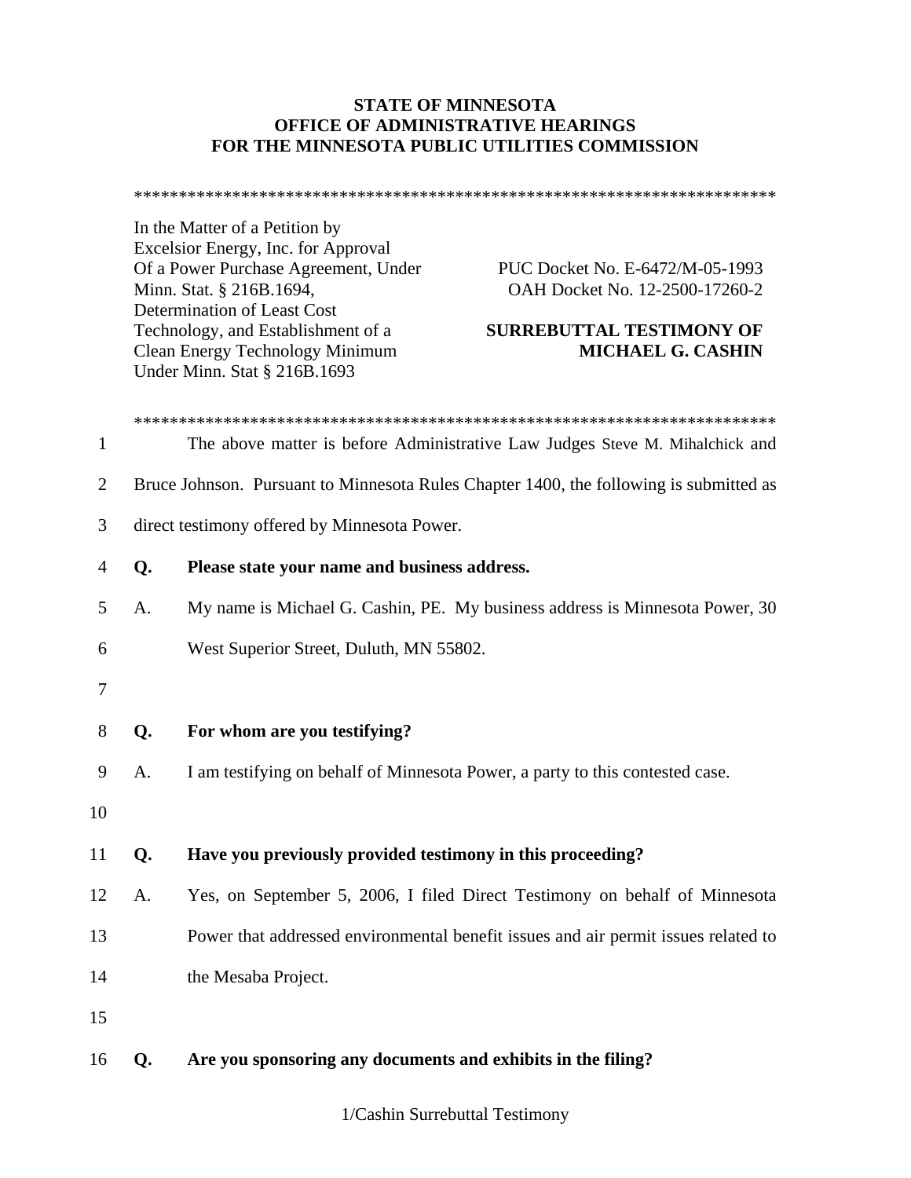**STATE OF MINNESOTA**
**OFFICE OF ADMINISTRATIVE HEARINGS**
**FOR THE MINNESOTA PUBLIC UTILITIES COMMISSION**

\*\*\*\*\*\*\*\*\*\*\*\*\*\*\*\*\*\*\*\*\*\*\*\*\*\*\*\*\*\*\*\*\*\*\*\*\*\*\*\*\*\*\*\*\*\*\*\*\*\*\*\*\*\*\*\*\*\*\*\*\*\*\*\*\*\*\*\*\*\*\*\*\*\*\*\*

| | |
|---|---|
| In the Matter of a Petition by Excelsior Energy, Inc. for Approval Of a Power Purchase Agreement, Under Minn. Stat. § 216B.1694, Determination of Least Cost Technology, and Establishment of a Clean Energy Technology Minimum Under Minn. Stat § 216B.1693 | PUC Docket No. E-6472/M-05-1993<br>OAH Docket No. 12-2500-17260-2<br><br>**SURREBUTTAL TESTIMONY OF MICHAEL G. CASHIN** |

\*\*\*\*\*\*\*\*\*\*\*\*\*\*\*\*\*\*\*\*\*\*\*\*\*\*\*\*\*\*\*\*\*\*\*\*\*\*\*\*\*\*\*\*\*\*\*\*\*\*\*\*\*\*\*\*\*\*\*\*\*\*\*\*\*\*\*\*\*\*\*\*\*\*\*\*

1 The above matter is before Administrative Law Judges Steve M. Mihalchick and
2 Bruce Johnson. Pursuant to Minnesota Rules Chapter 1400, the following is submitted as
3 direct testimony offered by Minnesota Power.

4 **Q. Please state your name and business address.**

5 A. My name is Michael G. Cashin, PE. My business address is Minnesota Power, 30
6 West Superior Street, Duluth, MN 55802.

7

8 **Q. For whom are you testifying?**

9 A. I am testifying on behalf of Minnesota Power, a party to this contested case.

10

11 **Q. Have you previously provided testimony in this proceeding?**

12 A. Yes, on September 5, 2006, I filed Direct Testimony on behalf of Minnesota
13 Power that addressed environmental benefit issues and air permit issues related to
14 the Mesaba Project.

15

16 **Q. Are you sponsoring any documents and exhibits in the filing?**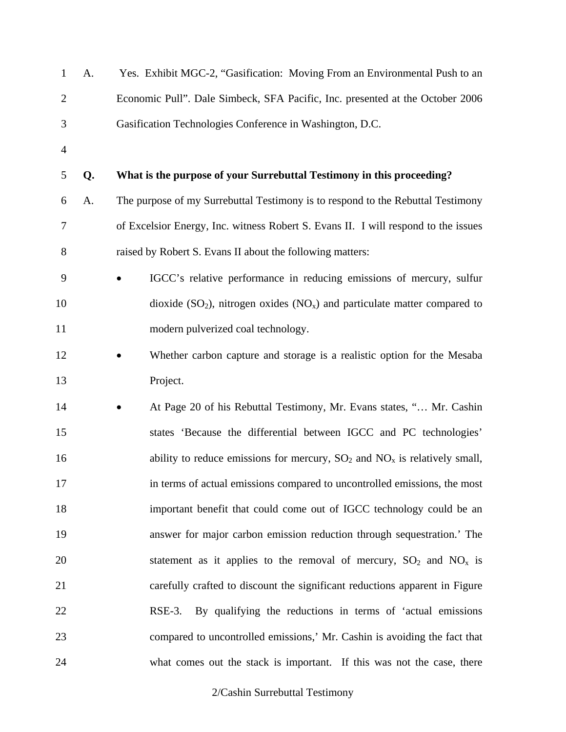A. Yes. Exhibit MGC-2, "Gasification: Moving From an Environmental Push to an Economic Pull". Dale Simbeck, SFA Pacific, Inc. presented at the October 2006 Gasification Technologies Conference in Washington, D.C.

**Q. What is the purpose of your Surrebuttal Testimony in this proceeding?**

A. The purpose of my Surrebuttal Testimony is to respond to the Rebuttal Testimony of Excelsior Energy, Inc. witness Robert S. Evans II. I will respond to the issues raised by Robert S. Evans II about the following matters:

- IGCC's relative performance in reducing emissions of mercury, sulfur dioxide ($SO_2$), nitrogen oxides ($NO_x$) and particulate matter compared to modern pulverized coal technology.
- Whether carbon capture and storage is a realistic option for the Mesaba Project.
- At Page 20 of his Rebuttal Testimony, Mr. Evans states, "… Mr. Cashin states 'Because the differential between IGCC and PC technologies' ability to reduce emissions for mercury, $SO_2$ and $NO_x$ is relatively small, in terms of actual emissions compared to uncontrolled emissions, the most important benefit that could come out of IGCC technology could be an answer for major carbon emission reduction through sequestration.' The statement as it applies to the removal of mercury, $SO_2$ and $NO_x$ is carefully crafted to discount the significant reductions apparent in Figure RSE-3. By qualifying the reductions in terms of 'actual emissions compared to uncontrolled emissions,' Mr. Cashin is avoiding the fact that what comes out the stack is important. If this was not the case, there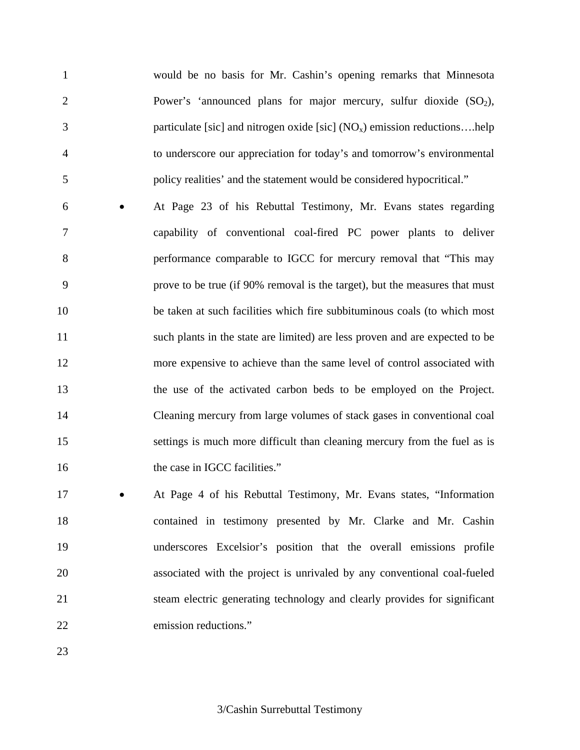would be no basis for Mr. Cashin's opening remarks that Minnesota Power's 'announced plans for major mercury, sulfur dioxide ($SO_2$), particulate [sic] and nitrogen oxide [sic] ($NO_x$) emission reductions….help to underscore our appreciation for today's and tomorrow's environmental policy realities' and the statement would be considered hypocritical."

- At Page 23 of his Rebuttal Testimony, Mr. Evans states regarding capability of conventional coal-fired PC power plants to deliver performance comparable to IGCC for mercury removal that "This may prove to be true (if 90% removal is the target), but the measures that must be taken at such facilities which fire subbituminous coals (to which most such plants in the state are limited) are less proven and are expected to be more expensive to achieve than the same level of control associated with the use of the activated carbon beds to be employed on the Project. Cleaning mercury from large volumes of stack gases in conventional coal settings is much more difficult than cleaning mercury from the fuel as is the case in IGCC facilities."
- At Page 4 of his Rebuttal Testimony, Mr. Evans states, "Information contained in testimony presented by Mr. Clarke and Mr. Cashin underscores Excelsior's position that the overall emissions profile associated with the project is unrivaled by any conventional coal-fueled steam electric generating technology and clearly provides for significant emission reductions."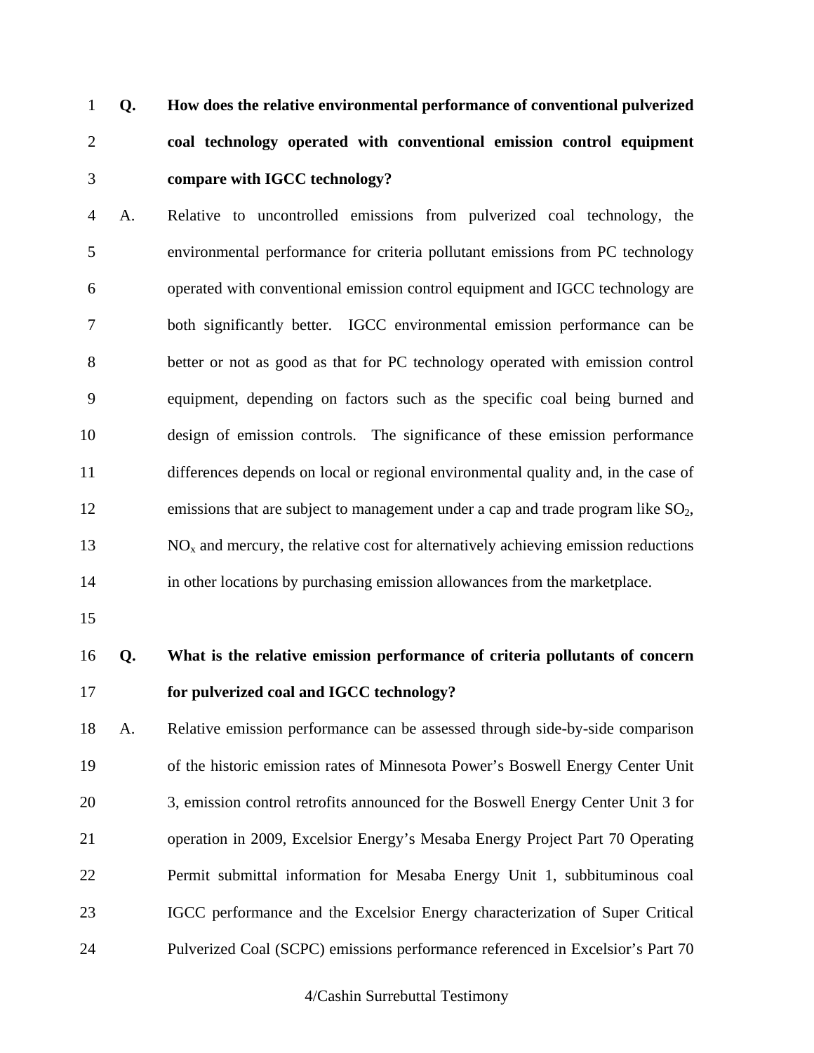**Q. How does the relative environmental performance of conventional pulverized coal technology operated with conventional emission control equipment compare with IGCC technology?**

A. Relative to uncontrolled emissions from pulverized coal technology, the environmental performance for criteria pollutant emissions from PC technology operated with conventional emission control equipment and IGCC technology are both significantly better. IGCC environmental emission performance can be better or not as good as that for PC technology operated with emission control equipment, depending on factors such as the specific coal being burned and design of emission controls. The significance of these emission performance differences depends on local or regional environmental quality and, in the case of emissions that are subject to management under a cap and trade program like $SO_2$, $NO_x$ and mercury, the relative cost for alternatively achieving emission reductions in other locations by purchasing emission allowances from the marketplace.

**Q. What is the relative emission performance of criteria pollutants of concern for pulverized coal and IGCC technology?**

A. Relative emission performance can be assessed through side-by-side comparison of the historic emission rates of Minnesota Power's Boswell Energy Center Unit 3, emission control retrofits announced for the Boswell Energy Center Unit 3 for operation in 2009, Excelsior Energy's Mesaba Energy Project Part 70 Operating Permit submittal information for Mesaba Energy Unit 1, subbituminous coal IGCC performance and the Excelsior Energy characterization of Super Critical Pulverized Coal (SCPC) emissions performance referenced in Excelsior's Part 70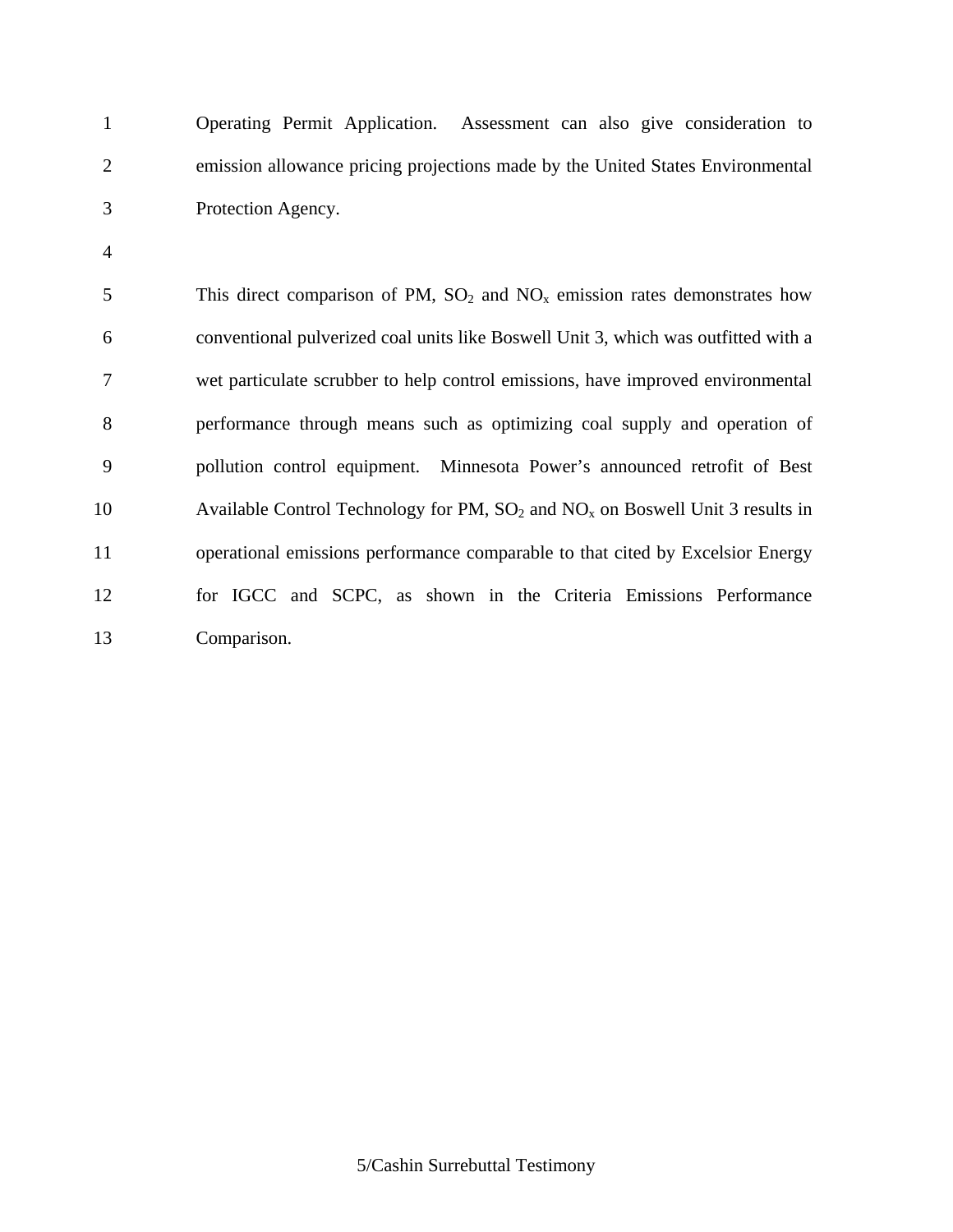Operating Permit Application. Assessment can also give consideration to emission allowance pricing projections made by the United States Environmental Protection Agency.

This direct comparison of PM, $SO_2$ and $NO_x$ emission rates demonstrates how conventional pulverized coal units like Boswell Unit 3, which was outfitted with a wet particulate scrubber to help control emissions, have improved environmental performance through means such as optimizing coal supply and operation of pollution control equipment. Minnesota Power's announced retrofit of Best Available Control Technology for PM, $SO_2$ and $NO_x$ on Boswell Unit 3 results in operational emissions performance comparable to that cited by Excelsior Energy for IGCC and SCPC, as shown in the Criteria Emissions Performance Comparison.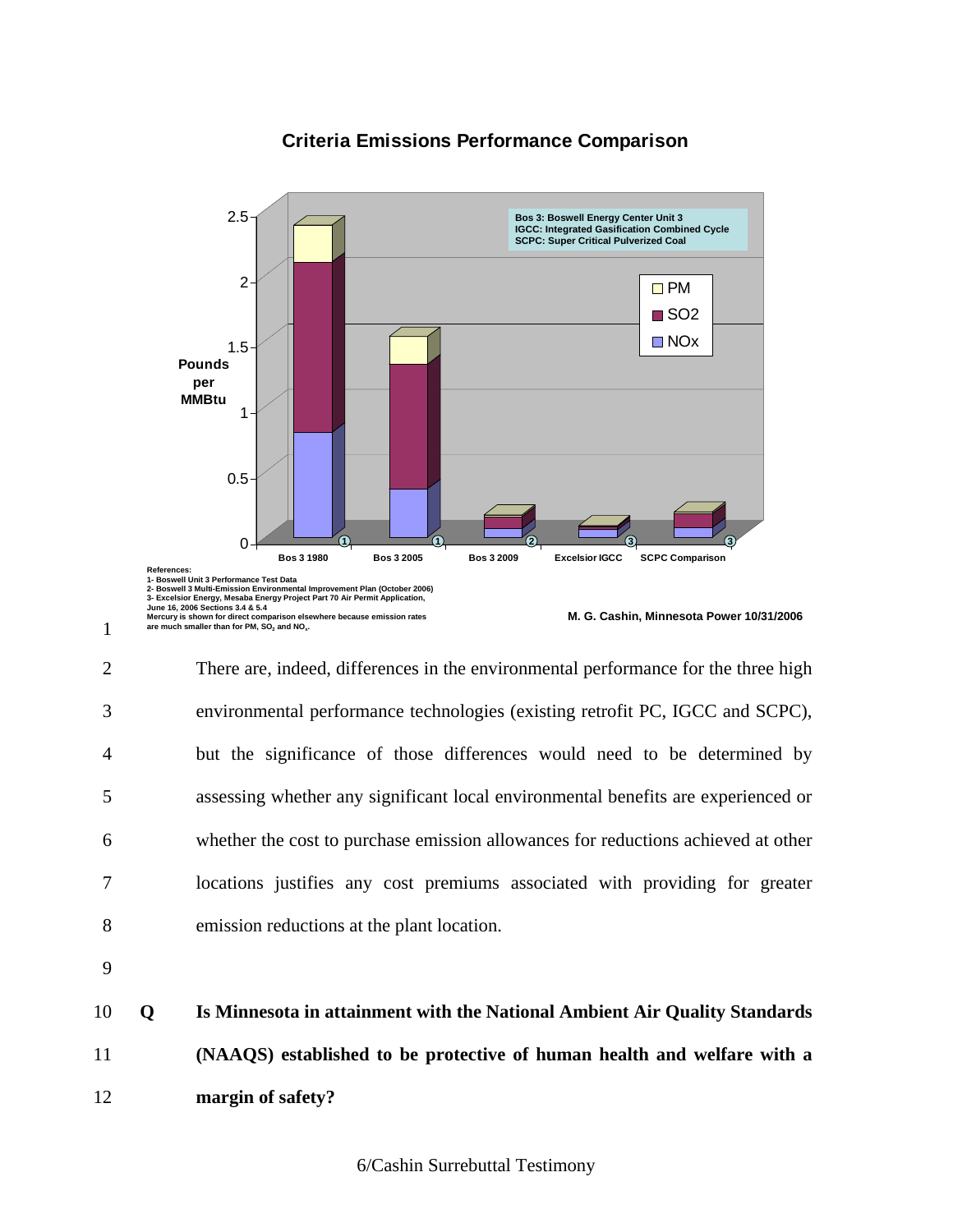**Criteria Emissions Performance Comparison**

Bos 3: Boswell Energy Center Unit 3
IGCC: Integrated Gasification Combined Cycle
SCPC: Super Critical Pulverized Coal

Pounds per MMBtu

PM
SO2
NOx

Bos 3 1980 | Bos 3 2005 | Bos 3 2009 | Excelsior IGCC | SCPC Comparison

References:
1- Boswell Unit 3 Performance Test Data
2- Boswell 3 Multi-Emission Environmental Improvement Plan (October 2006)
3- Excelsior Energy, Mesaba Energy Project Part 70 Air Permit Application, June 16, 2006 Sections 3.4 & 5.4
Mercury is shown for direct comparison elsewhere because emission rates are much smaller than for PM, $SO_2$ and $NO_x$.

M. G. Cashin, Minnesota Power 10/31/2006

There are, indeed, differences in the environmental performance for the three high environmental performance technologies (existing retrofit PC, IGCC and SCPC), but the significance of those differences would need to be determined by assessing whether any significant local environmental benefits are experienced or whether the cost to purchase emission allowances for reductions achieved at other locations justifies any cost premiums associated with providing for greater emission reductions at the plant location.

**Q Is Minnesota in attainment with the National Ambient Air Quality Standards (NAAQS) established to be protective of human health and welfare with a margin of safety?**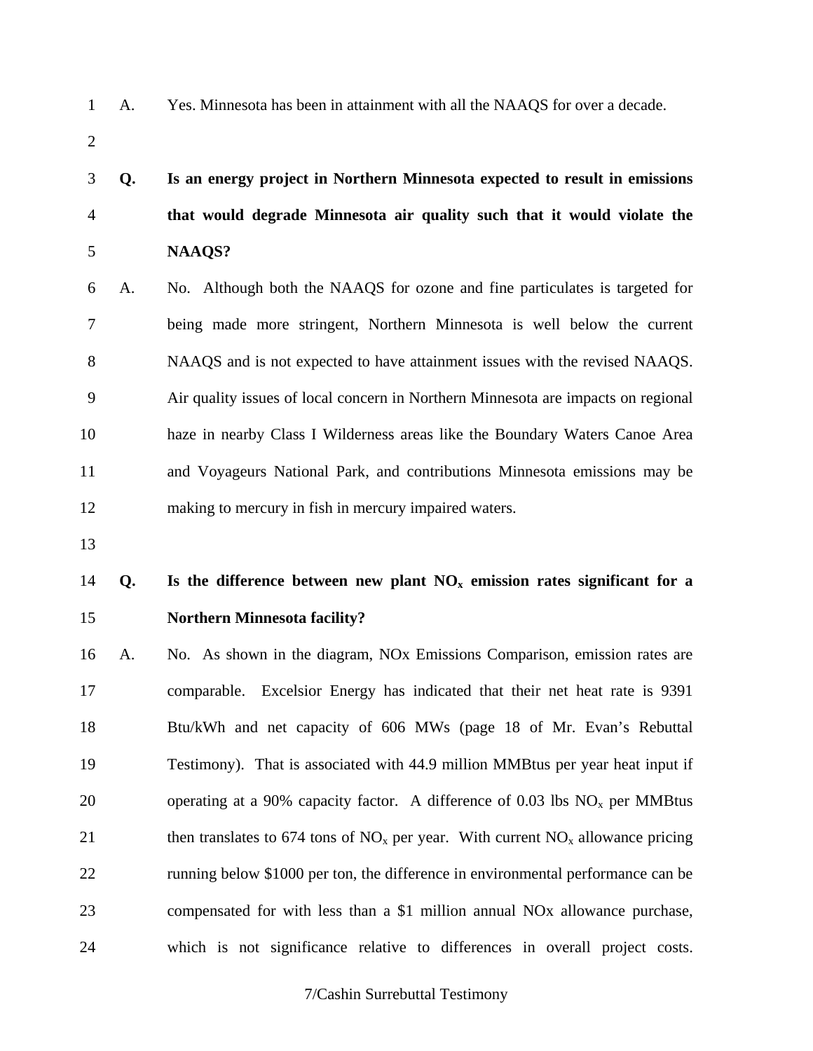A. Yes. Minnesota has been in attainment with all the NAAQS for over a decade.

**Q. Is an energy project in Northern Minnesota expected to result in emissions that would degrade Minnesota air quality such that it would violate the NAAQS?**

A. No. Although both the NAAQS for ozone and fine particulates is targeted for being made more stringent, Northern Minnesota is well below the current NAAQS and is not expected to have attainment issues with the revised NAAQS. Air quality issues of local concern in Northern Minnesota are impacts on regional haze in nearby Class I Wilderness areas like the Boundary Waters Canoe Area and Voyageurs National Park, and contributions Minnesota emissions may be making to mercury in fish in mercury impaired waters.

**Q. Is the difference between new plant $NO_x$ emission rates significant for a Northern Minnesota facility?**

A. No. As shown in the diagram, NOx Emissions Comparison, emission rates are comparable. Excelsior Energy has indicated that their net heat rate is 9391 Btu/kWh and net capacity of 606 MWs (page 18 of Mr. Evan's Rebuttal Testimony). That is associated with 44.9 million MMBtus per year heat input if operating at a 90% capacity factor. A difference of 0.03 lbs $NO_x$ per MMBtus then translates to 674 tons of $NO_x$ per year. With current $NO_x$ allowance pricing running below $1000 per ton, the difference in environmental performance can be compensated for with less than a $1 million annual NOx allowance purchase, which is not significance relative to differences in overall project costs.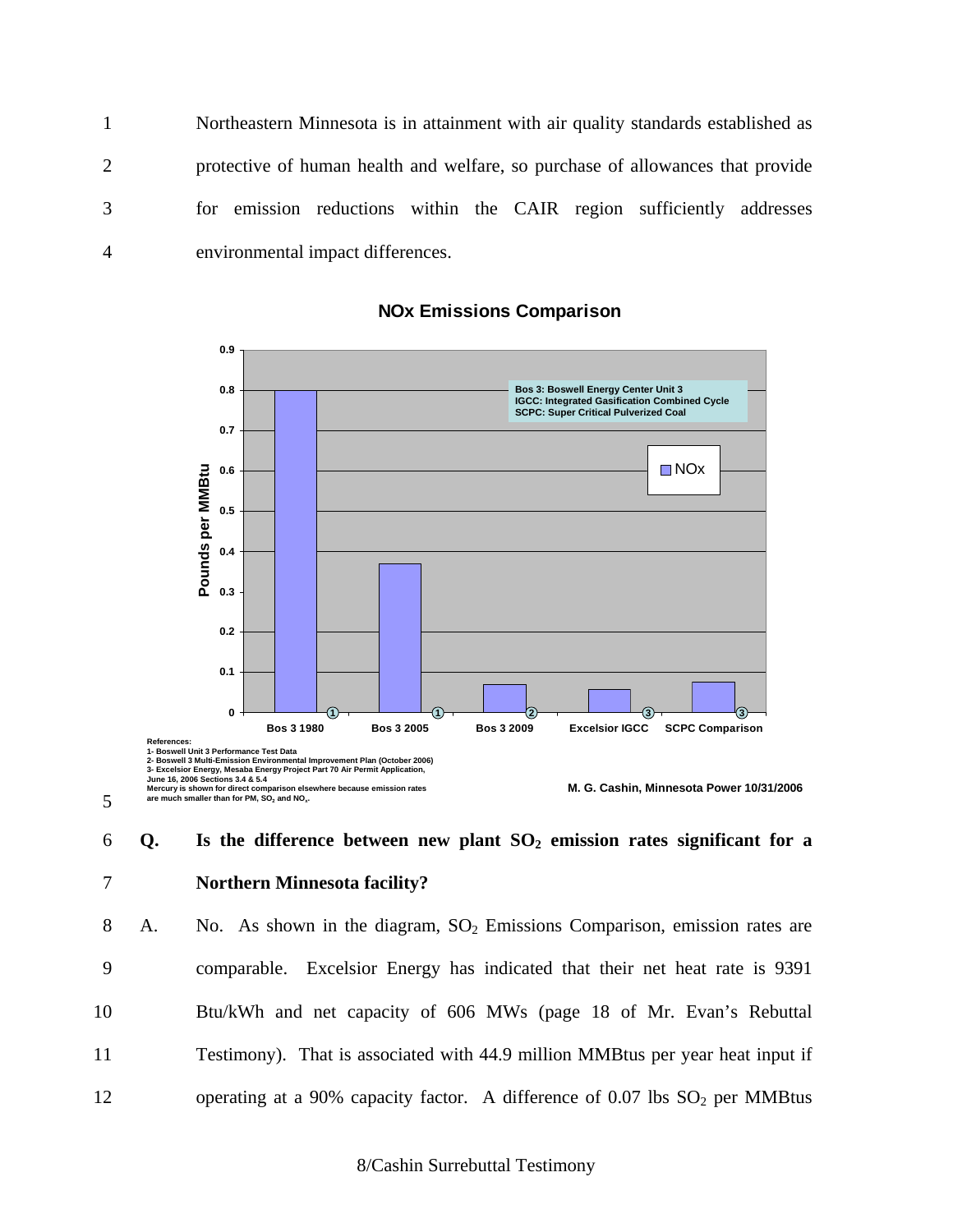Northeastern Minnesota is in attainment with air quality standards established as protective of human health and welfare, so purchase of allowances that provide for emission reductions within the CAIR region sufficiently addresses environmental impact differences.

**NOx Emissions Comparison**

| | Bos 3 1980 | Bos 3 2005 | Bos 3 2009 | Excelsior IGCC | SCPC Comparison |
|---|---|---|---|---|---|
| NOx (Pounds per MMBtu) | 0.8 | 0.37 | 0.07 | 0.057 | 0.075 |
| Reference | 1 | 1 | 2 | 3 | 3 |

Bos 3: Boswell Energy Center Unit 3
IGCC: Integrated Gasification Combined Cycle
SCPC: Super Critical Pulverized Coal

References:
1- Boswell Unit 3 Performance Test Data
2- Boswell 3 Multi-Emission Environmental Improvement Plan (October 2006)
3- Excelsior Energy, Mesaba Energy Project Part 70 Air Permit Application, June 16, 2006 Sections 3.4 & 5.4
Mercury is shown for direct comparison elsewhere because emission rates are much smaller than for PM, $SO_2$ and $NO_x$.

M. G. Cashin, Minnesota Power 10/31/2006

**Q. Is the difference between new plant $SO_2$ emission rates significant for a Northern Minnesota facility?**

A. No. As shown in the diagram, $SO_2$ Emissions Comparison, emission rates are comparable. Excelsior Energy has indicated that their net heat rate is 9391 Btu/kWh and net capacity of 606 MWs (page 18 of Mr. Evan's Rebuttal Testimony). That is associated with 44.9 million MMBtus per year heat input if operating at a 90% capacity factor. A difference of 0.07 lbs $SO_2$ per MMBtus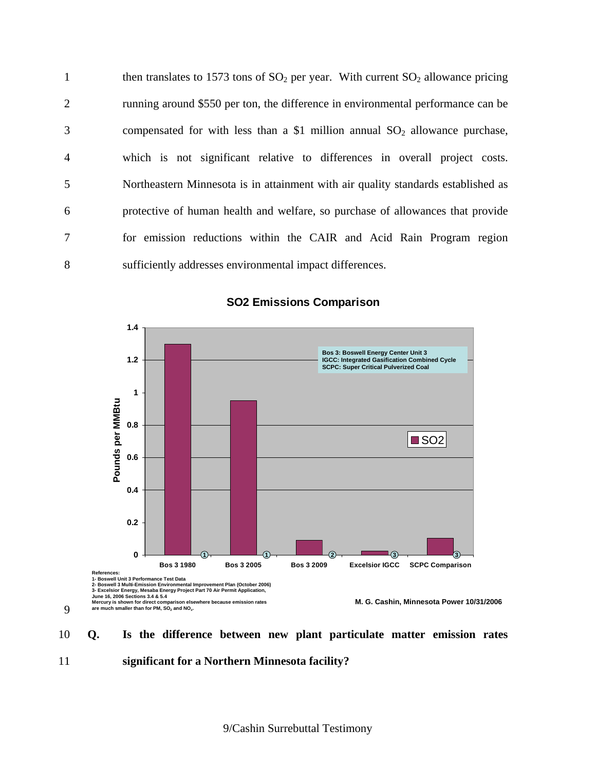then translates to 1573 tons of $SO_2$ per year. With current $SO_2$ allowance pricing running around $550 per ton, the difference in environmental performance can be compensated for with less than a $1 million annual $SO_2$ allowance purchase, which is not significant relative to differences in overall project costs. Northeastern Minnesota is in attainment with air quality standards established as protective of human health and welfare, so purchase of allowances that provide for emission reductions within the CAIR and Acid Rain Program region sufficiently addresses environmental impact differences.

**SO2 Emissions Comparison**

| | Pounds per MMBtu (SO2) | Reference |
|---|---|---|
| Bos 3 1980 | ~1.3 | 1 |
| Bos 3 2005 | ~0.95 | 1 |
| Bos 3 2009 | ~0.09 | 2 |
| Excelsior IGCC | ~0.02 | 3 |
| SCPC Comparison | ~0.10 | 3 |

Bos 3: Boswell Energy Center Unit 3
IGCC: Integrated Gasification Combined Cycle
SCPC: Super Critical Pulverized Coal

References:
1- Boswell Unit 3 Performance Test Data
2- Boswell 3 Multi-Emission Environmental Improvement Plan (October 2006)
3- Excelsior Energy, Mesaba Energy Project Part 70 Air Permit Application, June 16, 2006 Sections 3.4 & 5.4
Mercury is shown for direct comparison elsewhere because emission rates are much smaller than for PM, $SO_2$ and $NO_x$.

M. G. Cashin, Minnesota Power 10/31/2006

**Q. Is the difference between new plant particulate matter emission rates significant for a Northern Minnesota facility?**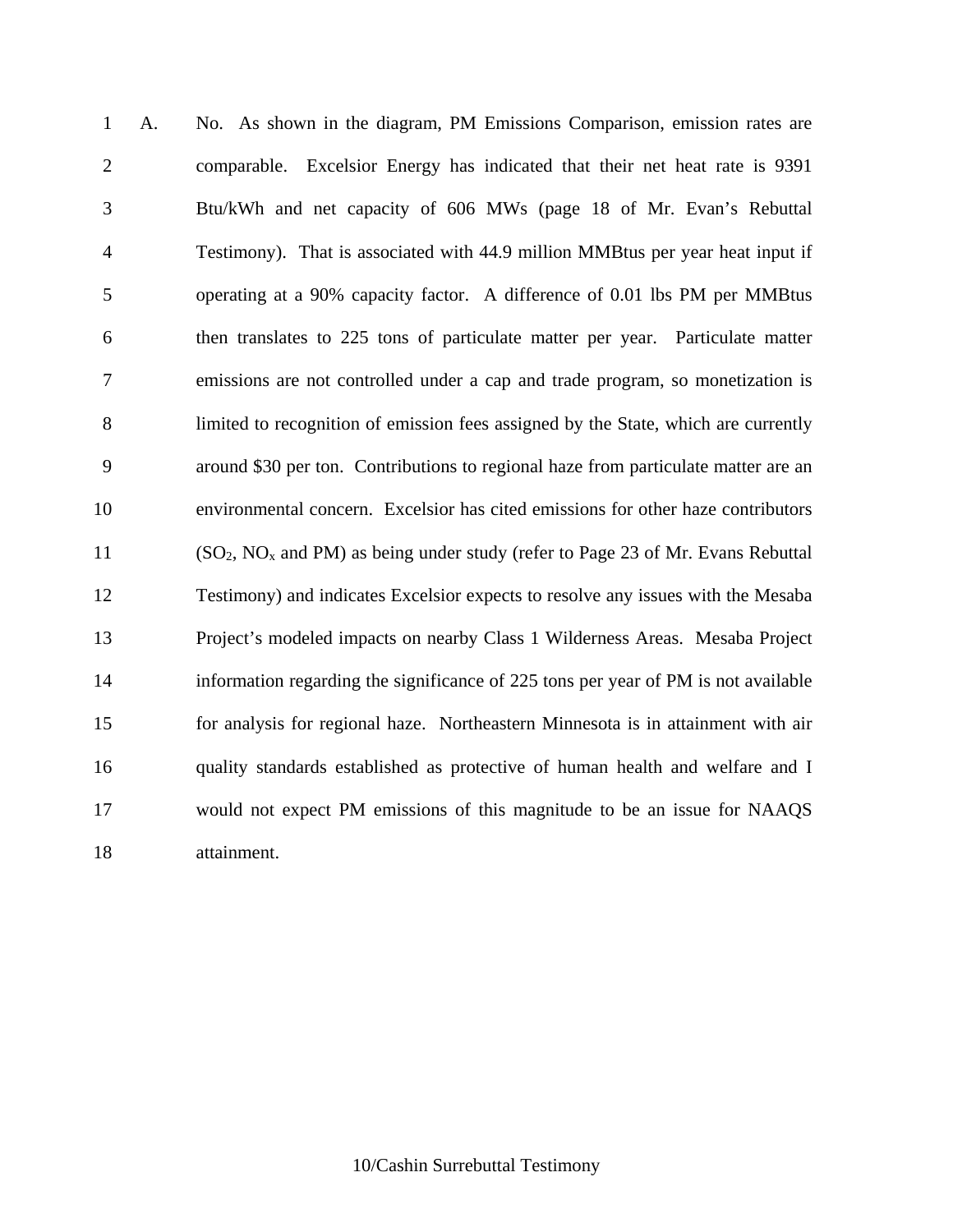A. No. As shown in the diagram, PM Emissions Comparison, emission rates are comparable. Excelsior Energy has indicated that their net heat rate is 9391 Btu/kWh and net capacity of 606 MWs (page 18 of Mr. Evan's Rebuttal Testimony). That is associated with 44.9 million MMBtus per year heat input if operating at a 90% capacity factor. A difference of 0.01 lbs PM per MMBtus then translates to 225 tons of particulate matter per year. Particulate matter emissions are not controlled under a cap and trade program, so monetization is limited to recognition of emission fees assigned by the State, which are currently around $30 per ton. Contributions to regional haze from particulate matter are an environmental concern. Excelsior has cited emissions for other haze contributors ($SO_2$, $NO_x$ and PM) as being under study (refer to Page 23 of Mr. Evans Rebuttal Testimony) and indicates Excelsior expects to resolve any issues with the Mesaba Project's modeled impacts on nearby Class 1 Wilderness Areas. Mesaba Project information regarding the significance of 225 tons per year of PM is not available for analysis for regional haze. Northeastern Minnesota is in attainment with air quality standards established as protective of human health and welfare and I would not expect PM emissions of this magnitude to be an issue for NAAQS attainment.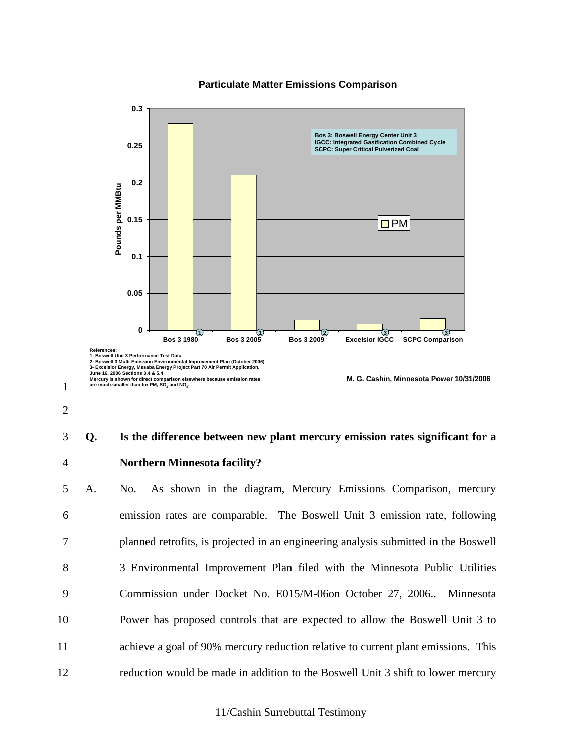**Particulate Matter Emissions Comparison**

| | Bos 3 1980 [1] | Bos 3 2005 [1] | Bos 3 2009 [2] | Excelsior IGCC [3] | SCPC Comparison [3] |
|---|---|---|---|---|---|
| PM (Pounds per MMBtu) | | | | | |

Bos 3: Boswell Energy Center Unit 3
IGCC: Integrated Gasification Combined Cycle
SCPC: Super Critical Pulverized Coal

References:
1- Boswell Unit 3 Performance Test Data
2- Boswell 3 Multi-Emission Environmental Improvement Plan (October 2006)
3- Excelsior Energy, Mesaba Energy Project Part 70 Air Permit Application, June 16, 2006 Sections 3.4 & 5.4
Mercury is shown for direct comparison elsewhere because emission rates are much smaller than for PM, $SO_2$ and $NO_x$.

M. G. Cashin, Minnesota Power 10/31/2006

**Q. Is the difference between new plant mercury emission rates significant for a Northern Minnesota facility?**

A. No. As shown in the diagram, Mercury Emissions Comparison, mercury emission rates are comparable. The Boswell Unit 3 emission rate, following planned retrofits, is projected in an engineering analysis submitted in the Boswell 3 Environmental Improvement Plan filed with the Minnesota Public Utilities Commission under Docket No. E015/M-06on October 27, 2006.. Minnesota Power has proposed controls that are expected to allow the Boswell Unit 3 to achieve a goal of 90% mercury reduction relative to current plant emissions. This reduction would be made in addition to the Boswell Unit 3 shift to lower mercury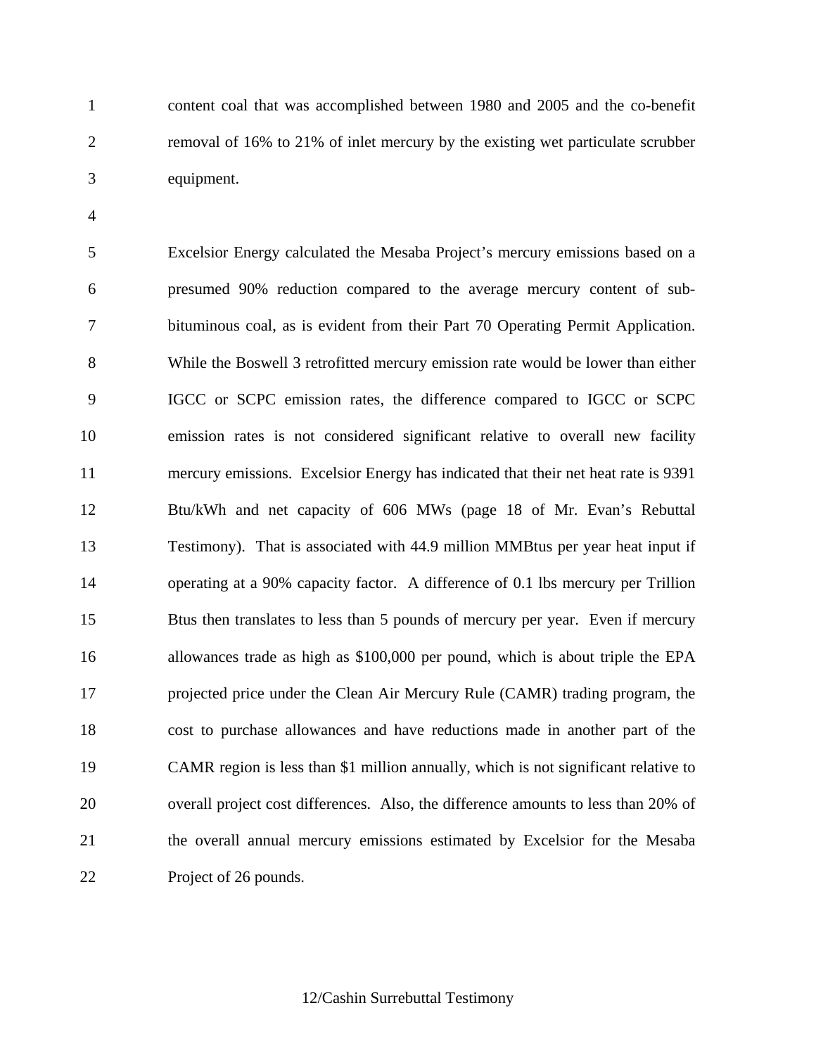content coal that was accomplished between 1980 and 2005 and the co-benefit removal of 16% to 21% of inlet mercury by the existing wet particulate scrubber equipment.

Excelsior Energy calculated the Mesaba Project's mercury emissions based on a presumed 90% reduction compared to the average mercury content of sub-bituminous coal, as is evident from their Part 70 Operating Permit Application. While the Boswell 3 retrofitted mercury emission rate would be lower than either IGCC or SCPC emission rates, the difference compared to IGCC or SCPC emission rates is not considered significant relative to overall new facility mercury emissions. Excelsior Energy has indicated that their net heat rate is 9391 Btu/kWh and net capacity of 606 MWs (page 18 of Mr. Evan's Rebuttal Testimony). That is associated with 44.9 million MMBtus per year heat input if operating at a 90% capacity factor. A difference of 0.1 lbs mercury per Trillion Btus then translates to less than 5 pounds of mercury per year. Even if mercury allowances trade as high as $100,000 per pound, which is about triple the EPA projected price under the Clean Air Mercury Rule (CAMR) trading program, the cost to purchase allowances and have reductions made in another part of the CAMR region is less than $1 million annually, which is not significant relative to overall project cost differences. Also, the difference amounts to less than 20% of the overall annual mercury emissions estimated by Excelsior for the Mesaba Project of 26 pounds.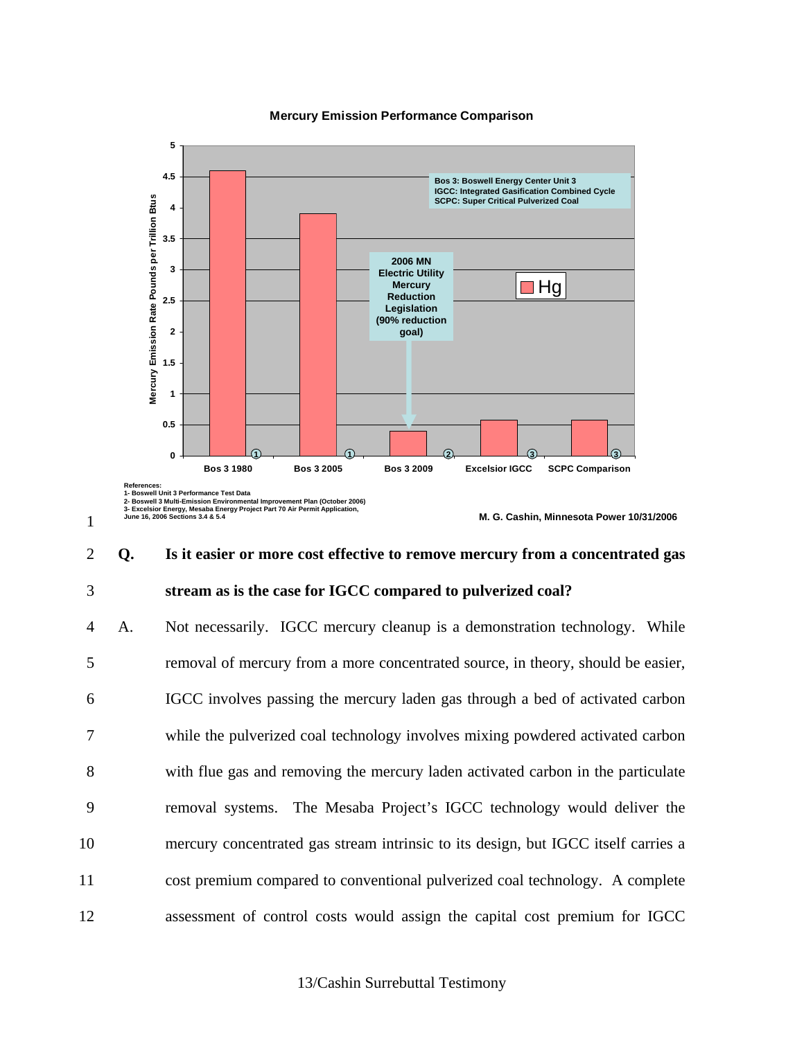**Mercury Emission Performance Comparison**

| | Mercury Emission Rate Pounds per Trillion Btus | Reference |
|---|---|---|
| Bos 3 1980 | 4.6 | 1 |
| Bos 3 2005 | 3.9 | 1 |
| Bos 3 2009 | 0.4 | 2 |
| Excelsior IGCC | 0.58 | 3 |
| SCPC Comparison | 0.58 | 3 |

Bos 3: Boswell Energy Center Unit 3
IGCC: Integrated Gasification Combined Cycle
SCPC: Super Critical Pulverized Coal

2006 MN Electric Utility Mercury Reduction Legislation (90% reduction goal)

References:
1- Boswell Unit 3 Performance Test Data
2- Boswell 3 Multi-Emission Environmental Improvement Plan (October 2006)
3- Excelsior Energy, Mesaba Energy Project Part 70 Air Permit Application, June 16, 2006 Sections 3.4 & 5.4

M. G. Cashin, Minnesota Power 10/31/2006

**Q. Is it easier or more cost effective to remove mercury from a concentrated gas stream as is the case for IGCC compared to pulverized coal?**

A. Not necessarily. IGCC mercury cleanup is a demonstration technology. While removal of mercury from a more concentrated source, in theory, should be easier, IGCC involves passing the mercury laden gas through a bed of activated carbon while the pulverized coal technology involves mixing powdered activated carbon with flue gas and removing the mercury laden activated carbon in the particulate removal systems. The Mesaba Project's IGCC technology would deliver the mercury concentrated gas stream intrinsic to its design, but IGCC itself carries a cost premium compared to conventional pulverized coal technology. A complete assessment of control costs would assign the capital cost premium for IGCC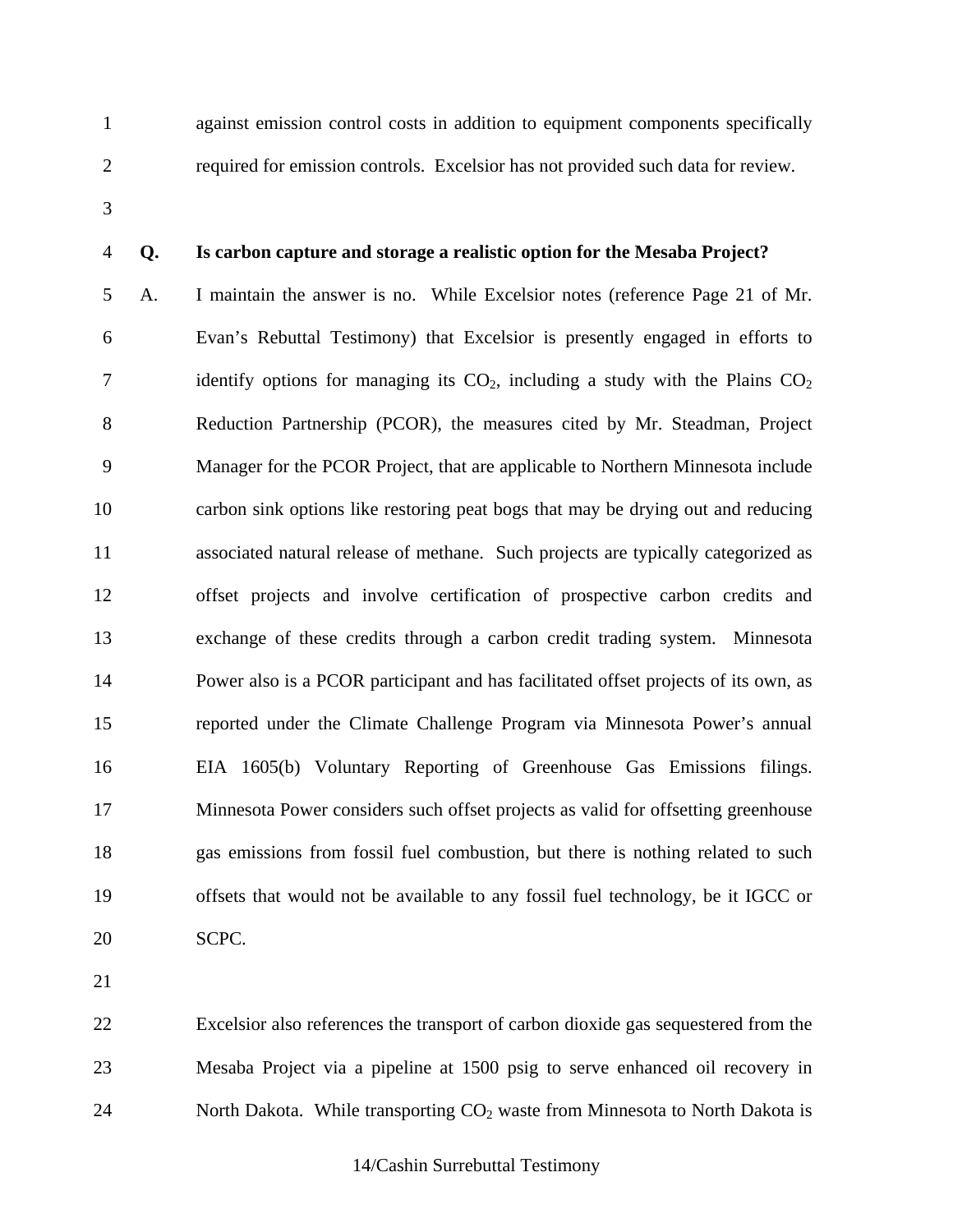against emission control costs in addition to equipment components specifically required for emission controls. Excelsior has not provided such data for review.

**Q. Is carbon capture and storage a realistic option for the Mesaba Project?**

A. I maintain the answer is no. While Excelsior notes (reference Page 21 of Mr. Evan's Rebuttal Testimony) that Excelsior is presently engaged in efforts to identify options for managing its $CO_2$, including a study with the Plains $CO_2$ Reduction Partnership (PCOR), the measures cited by Mr. Steadman, Project Manager for the PCOR Project, that are applicable to Northern Minnesota include carbon sink options like restoring peat bogs that may be drying out and reducing associated natural release of methane. Such projects are typically categorized as offset projects and involve certification of prospective carbon credits and exchange of these credits through a carbon credit trading system. Minnesota Power also is a PCOR participant and has facilitated offset projects of its own, as reported under the Climate Challenge Program via Minnesota Power's annual EIA 1605(b) Voluntary Reporting of Greenhouse Gas Emissions filings. Minnesota Power considers such offset projects as valid for offsetting greenhouse gas emissions from fossil fuel combustion, but there is nothing related to such offsets that would not be available to any fossil fuel technology, be it IGCC or SCPC.

Excelsior also references the transport of carbon dioxide gas sequestered from the Mesaba Project via a pipeline at 1500 psig to serve enhanced oil recovery in North Dakota. While transporting $CO_2$ waste from Minnesota to North Dakota is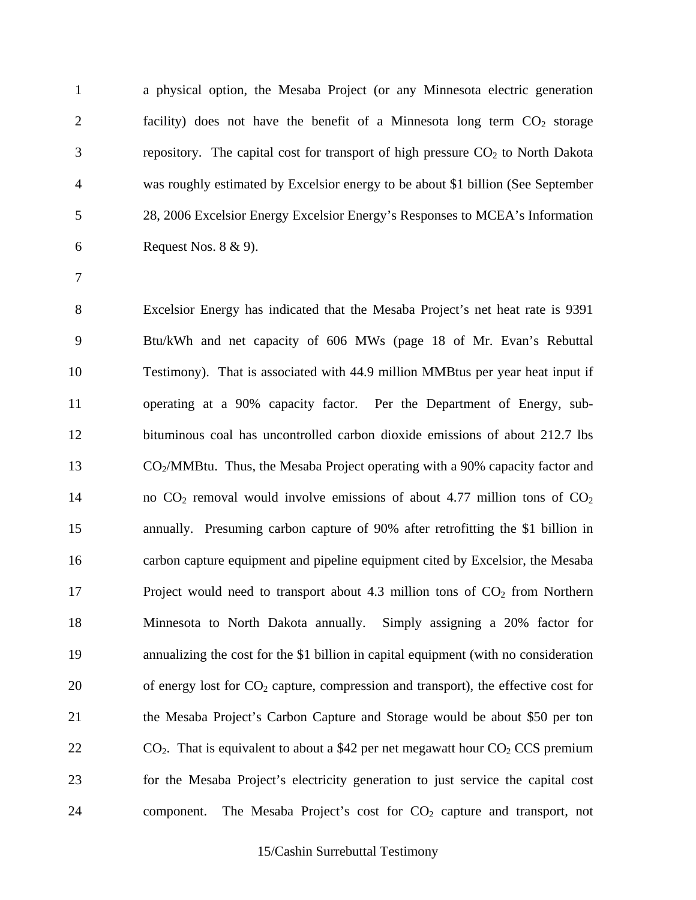a physical option, the Mesaba Project (or any Minnesota electric generation facility) does not have the benefit of a Minnesota long term $CO_2$ storage repository. The capital cost for transport of high pressure $CO_2$ to North Dakota was roughly estimated by Excelsior energy to be about $1 billion (See September 28, 2006 Excelsior Energy Excelsior Energy's Responses to MCEA's Information Request Nos. 8 & 9).

Excelsior Energy has indicated that the Mesaba Project's net heat rate is 9391 Btu/kWh and net capacity of 606 MWs (page 18 of Mr. Evan's Rebuttal Testimony). That is associated with 44.9 million MMBtus per year heat input if operating at a 90% capacity factor. Per the Department of Energy, sub-bituminous coal has uncontrolled carbon dioxide emissions of about 212.7 lbs $CO_2$/MMBtu. Thus, the Mesaba Project operating with a 90% capacity factor and no $CO_2$ removal would involve emissions of about 4.77 million tons of $CO_2$ annually. Presuming carbon capture of 90% after retrofitting the $1 billion in carbon capture equipment and pipeline equipment cited by Excelsior, the Mesaba Project would need to transport about 4.3 million tons of $CO_2$ from Northern Minnesota to North Dakota annually. Simply assigning a 20% factor for annualizing the cost for the $1 billion in capital equipment (with no consideration of energy lost for $CO_2$ capture, compression and transport), the effective cost for the Mesaba Project's Carbon Capture and Storage would be about $50 per ton $CO_2$. That is equivalent to about a $42 per net megawatt hour $CO_2$ CCS premium for the Mesaba Project's electricity generation to just service the capital cost component. The Mesaba Project's cost for $CO_2$ capture and transport, not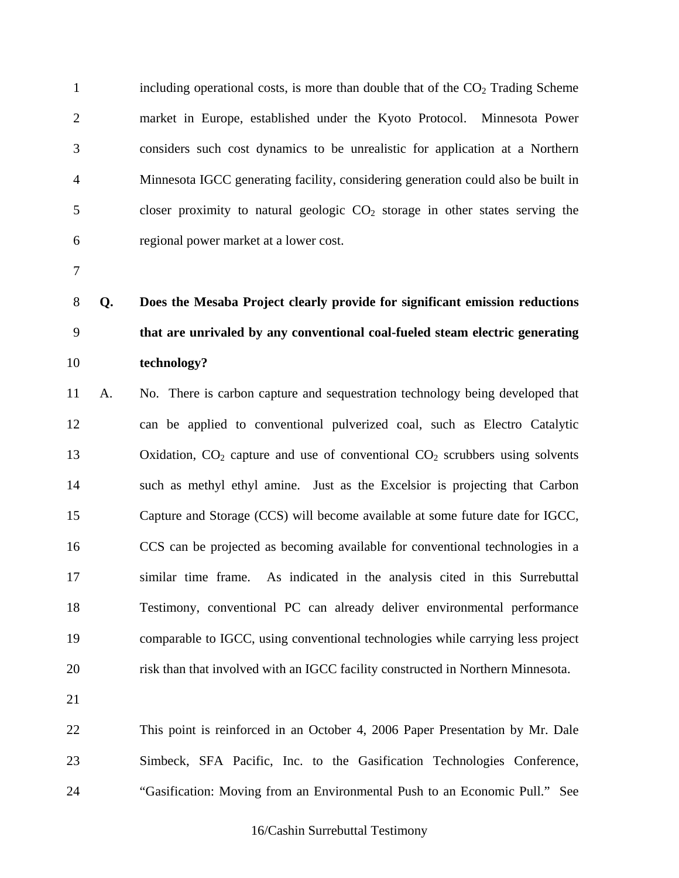including operational costs, is more than double that of the $CO_2$ Trading Scheme market in Europe, established under the Kyoto Protocol. Minnesota Power considers such cost dynamics to be unrealistic for application at a Northern Minnesota IGCC generating facility, considering generation could also be built in closer proximity to natural geologic $CO_2$ storage in other states serving the regional power market at a lower cost.

**Q. Does the Mesaba Project clearly provide for significant emission reductions that are unrivaled by any conventional coal-fueled steam electric generating technology?**

A. No. There is carbon capture and sequestration technology being developed that can be applied to conventional pulverized coal, such as Electro Catalytic Oxidation, $CO_2$ capture and use of conventional $CO_2$ scrubbers using solvents such as methyl ethyl amine. Just as the Excelsior is projecting that Carbon Capture and Storage (CCS) will become available at some future date for IGCC, CCS can be projected as becoming available for conventional technologies in a similar time frame. As indicated in the analysis cited in this Surrebuttal Testimony, conventional PC can already deliver environmental performance comparable to IGCC, using conventional technologies while carrying less project risk than that involved with an IGCC facility constructed in Northern Minnesota.

This point is reinforced in an October 4, 2006 Paper Presentation by Mr. Dale Simbeck, SFA Pacific, Inc. to the Gasification Technologies Conference, "Gasification: Moving from an Environmental Push to an Economic Pull." See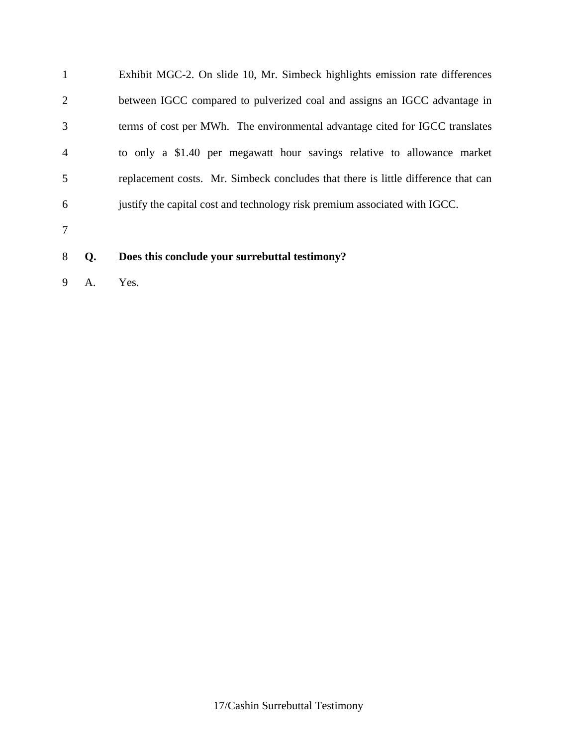Exhibit MGC-2. On slide 10, Mr. Simbeck highlights emission rate differences between IGCC compared to pulverized coal and assigns an IGCC advantage in terms of cost per MWh. The environmental advantage cited for IGCC translates to only a $1.40 per megawatt hour savings relative to allowance market replacement costs. Mr. Simbeck concludes that there is little difference that can justify the capital cost and technology risk premium associated with IGCC.

**Q. Does this conclude your surrebuttal testimony?**

A. Yes.